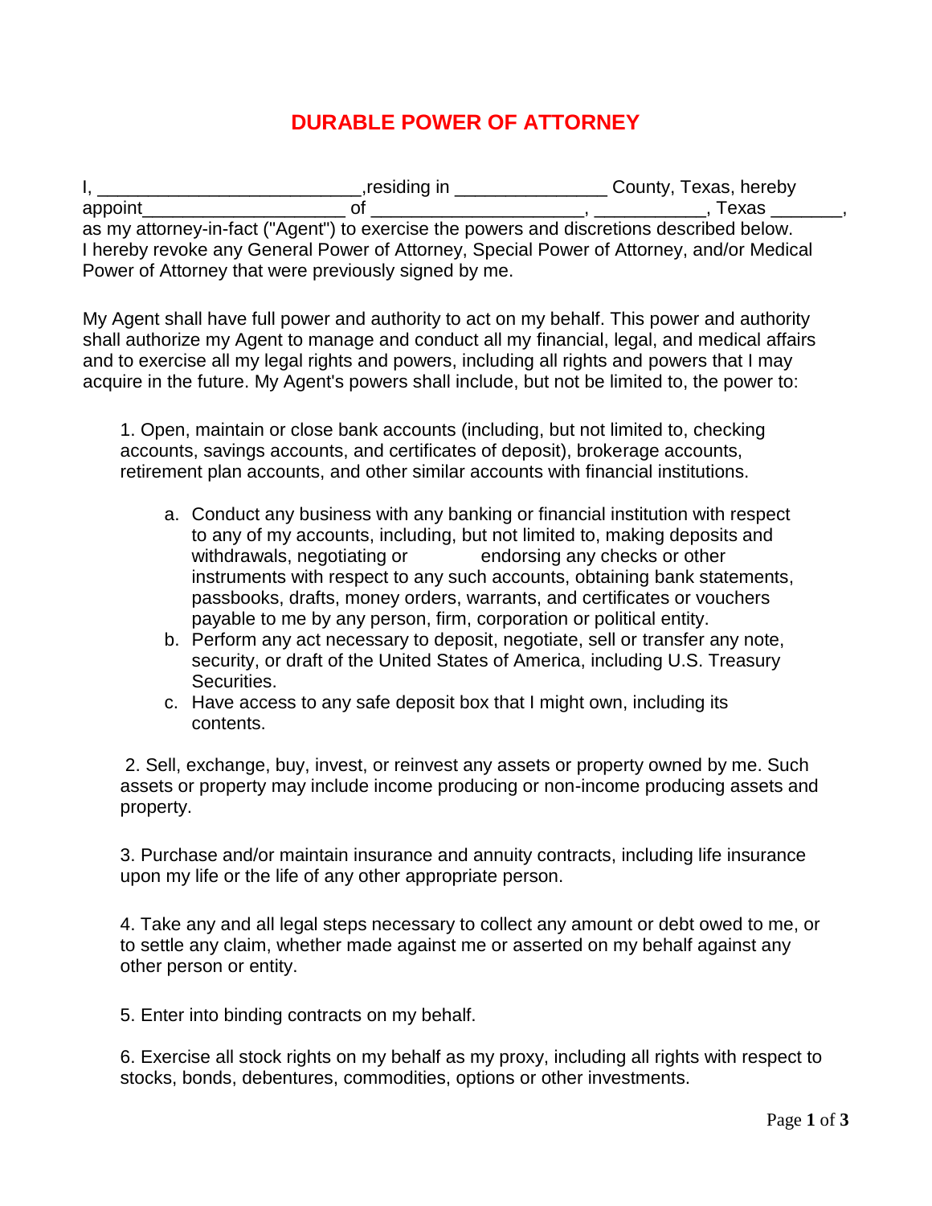# DURABLE POWER OF ATTORNEY

I, __________________________,residing in _______________ County, Texas, hereby appoint_____________________ of _____________________, ___________, Texas _______, as my attorney-in-fact ("Agent") to exercise the powers and discretions described below. I hereby revoke any General Power of Attorney, Special Power of Attorney, and/or Medical Power of Attorney that were previously signed by me.

My Agent shall have full power and authority to act on my behalf. This power and authority shall authorize my Agent to manage and conduct all my financial, legal, and medical affairs and to exercise all my legal rights and powers, including all rights and powers that I may acquire in the future. My Agent's powers shall include, but not be limited to, the power to:

1. Open, maintain or close bank accounts (including, but not limited to, checking accounts, savings accounts, and certificates of deposit), brokerage accounts, retirement plan accounts, and other similar accounts with financial institutions.

   a. Conduct any business with any banking or financial institution with respect to any of my accounts, including, but not limited to, making deposits and withdrawals, negotiating or endorsing any checks or other instruments with respect to any such accounts, obtaining bank statements, passbooks, drafts, money orders, warrants, and certificates or vouchers payable to me by any person, firm, corporation or political entity.
   b. Perform any act necessary to deposit, negotiate, sell or transfer any note, security, or draft of the United States of America, including U.S. Treasury Securities.
   c. Have access to any safe deposit box that I might own, including its contents.

2. Sell, exchange, buy, invest, or reinvest any assets or property owned by me. Such assets or property may include income producing or non-income producing assets and property.

3. Purchase and/or maintain insurance and annuity contracts, including life insurance upon my life or the life of any other appropriate person.

4. Take any and all legal steps necessary to collect any amount or debt owed to me, or to settle any claim, whether made against me or asserted on my behalf against any other person or entity.

5. Enter into binding contracts on my behalf.

6. Exercise all stock rights on my behalf as my proxy, including all rights with respect to stocks, bonds, debentures, commodities, options or other investments.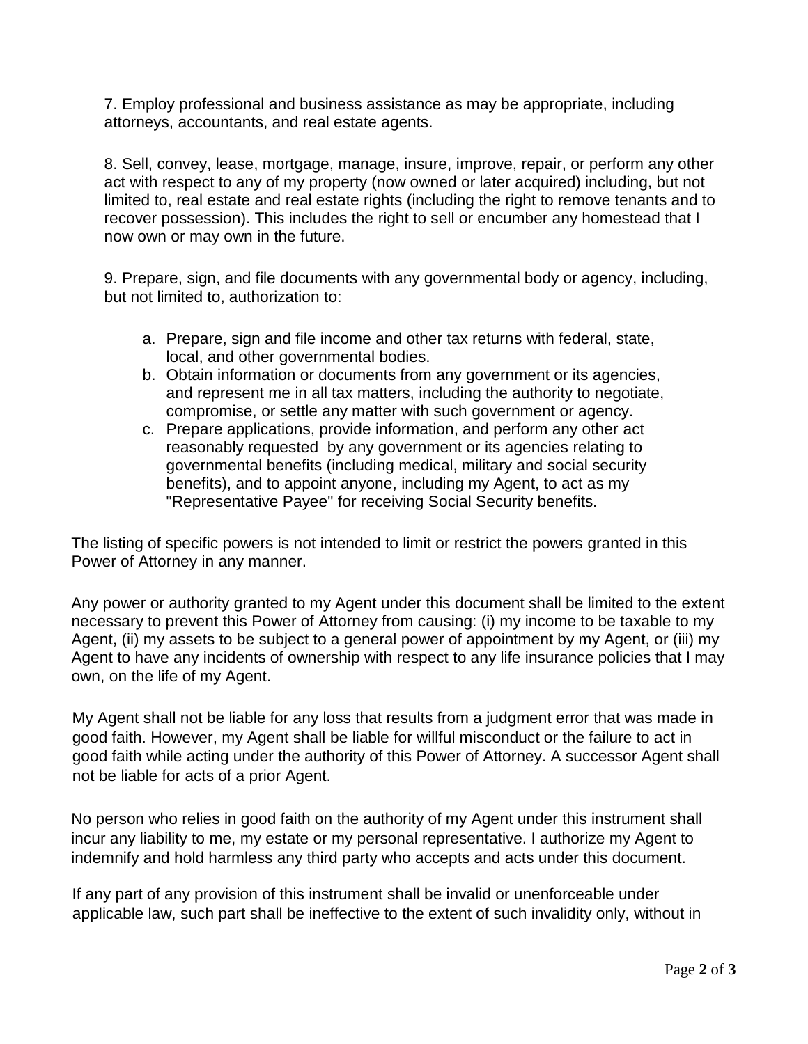7. Employ professional and business assistance as may be appropriate, including attorneys, accountants, and real estate agents.

8. Sell, convey, lease, mortgage, manage, insure, improve, repair, or perform any other act with respect to any of my property (now owned or later acquired) including, but not limited to, real estate and real estate rights (including the right to remove tenants and to recover possession). This includes the right to sell or encumber any homestead that I now own or may own in the future.

9. Prepare, sign, and file documents with any governmental body or agency, including, but not limited to, authorization to:

   a. Prepare, sign and file income and other tax returns with federal, state, local, and other governmental bodies.
   b. Obtain information or documents from any government or its agencies, and represent me in all tax matters, including the authority to negotiate, compromise, or settle any matter with such government or agency.
   c. Prepare applications, provide information, and perform any other act reasonably requested by any government or its agencies relating to governmental benefits (including medical, military and social security benefits), and to appoint anyone, including my Agent, to act as my "Representative Payee" for receiving Social Security benefits.

The listing of specific powers is not intended to limit or restrict the powers granted in this Power of Attorney in any manner.

Any power or authority granted to my Agent under this document shall be limited to the extent necessary to prevent this Power of Attorney from causing: (i) my income to be taxable to my Agent, (ii) my assets to be subject to a general power of appointment by my Agent, or (iii) my Agent to have any incidents of ownership with respect to any life insurance policies that I may own, on the life of my Agent.

My Agent shall not be liable for any loss that results from a judgment error that was made in good faith. However, my Agent shall be liable for willful misconduct or the failure to act in good faith while acting under the authority of this Power of Attorney. A successor Agent shall not be liable for acts of a prior Agent.

No person who relies in good faith on the authority of my Agent under this instrument shall incur any liability to me, my estate or my personal representative. I authorize my Agent to indemnify and hold harmless any third party who accepts and acts under this document.

If any part of any provision of this instrument shall be invalid or unenforceable under applicable law, such part shall be ineffective to the extent of such invalidity only, without in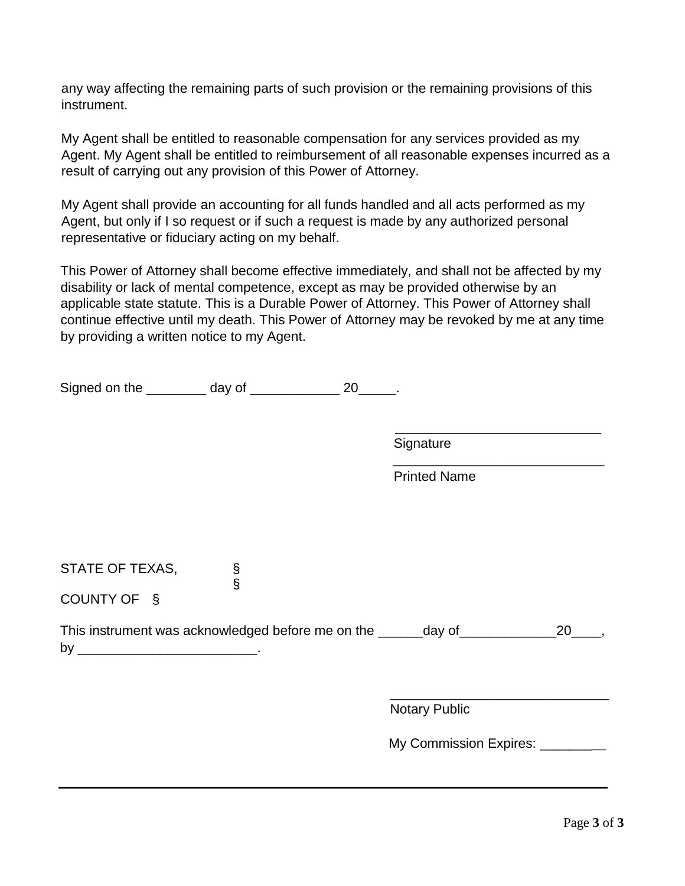any way affecting the remaining parts of such provision or the remaining provisions of this instrument.

My Agent shall be entitled to reasonable compensation for any services provided as my Agent. My Agent shall be entitled to reimbursement of all reasonable expenses incurred as a result of carrying out any provision of this Power of Attorney.

My Agent shall provide an accounting for all funds handled and all acts performed as my Agent, but only if I so request or if such a request is made by any authorized personal representative or fiduciary acting on my behalf.

This Power of Attorney shall become effective immediately, and shall not be affected by my disability or lack of mental competence, except as may be provided otherwise by an applicable state statute. This is a Durable Power of Attorney. This Power of Attorney shall continue effective until my death. This Power of Attorney may be revoked by me at any time by providing a written notice to my Agent.

Signed on the ________ day of ____________ 20_____.

____________________________
Signature

_____________________________
Printed Name

STATE OF TEXAS, §
§
COUNTY OF §

This instrument was acknowledged before me on the ______day of_____________20____, by ________________________.

______________________________
Notary Public

My Commission Expires: __________